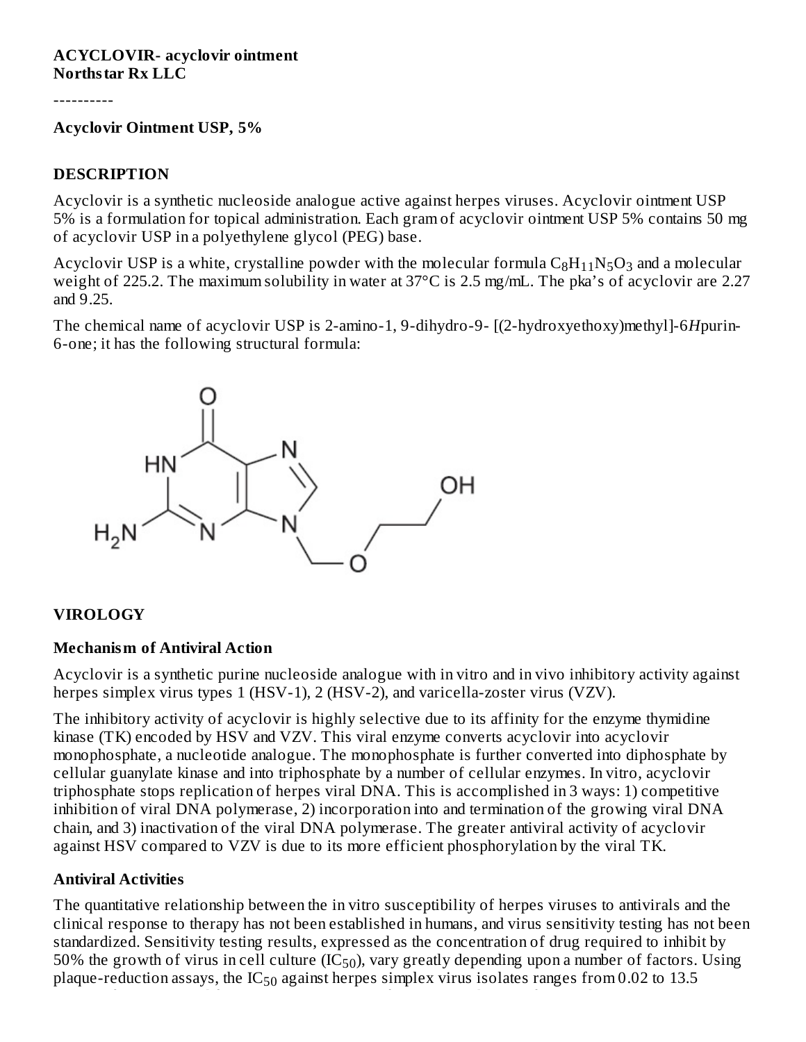**ACYCLOVIR- acyclovir ointment**
**Northstar Rx LLC**

----------

**Acyclovir Ointment USP, 5%**

## DESCRIPTION

Acyclovir is a synthetic nucleoside analogue active against herpes viruses. Acyclovir ointment USP 5% is a formulation for topical administration. Each gram of acyclovir ointment USP 5% contains 50 mg of acyclovir USP in a polyethylene glycol (PEG) base.

Acyclovir USP is a white, crystalline powder with the molecular formula $C_8H_{11}N_5O_3$ and a molecular weight of 225.2. The maximum solubility in water at 37°C is 2.5 mg/mL. The pka's of acyclovir are 2.27 and 9.25.

The chemical name of acyclovir USP is 2-amino-1, 9-dihydro-9- [(2-hydroxyethoxy)methyl]-6*H*purin-6-one; it has the following structural formula:

## VIROLOGY

### Mechanism of Antiviral Action

Acyclovir is a synthetic purine nucleoside analogue with in vitro and in vivo inhibitory activity against herpes simplex virus types 1 (HSV-1), 2 (HSV-2), and varicella-zoster virus (VZV).

The inhibitory activity of acyclovir is highly selective due to its affinity for the enzyme thymidine kinase (TK) encoded by HSV and VZV. This viral enzyme converts acyclovir into acyclovir monophosphate, a nucleotide analogue. The monophosphate is further converted into diphosphate by cellular guanylate kinase and into triphosphate by a number of cellular enzymes. In vitro, acyclovir triphosphate stops replication of herpes viral DNA. This is accomplished in 3 ways: 1) competitive inhibition of viral DNA polymerase, 2) incorporation into and termination of the growing viral DNA chain, and 3) inactivation of the viral DNA polymerase. The greater antiviral activity of acyclovir against HSV compared to VZV is due to its more efficient phosphorylation by the viral TK.

### Antiviral Activities

The quantitative relationship between the in vitro susceptibility of herpes viruses to antivirals and the clinical response to therapy has not been established in humans, and virus sensitivity testing has not been standardized. Sensitivity testing results, expressed as the concentration of drug required to inhibit by 50% the growth of virus in cell culture ($IC_{50}$), vary greatly depending upon a number of factors. Using plaque-reduction assays, the $IC_{50}$ against herpes simplex virus isolates ranges from 0.02 to 13.5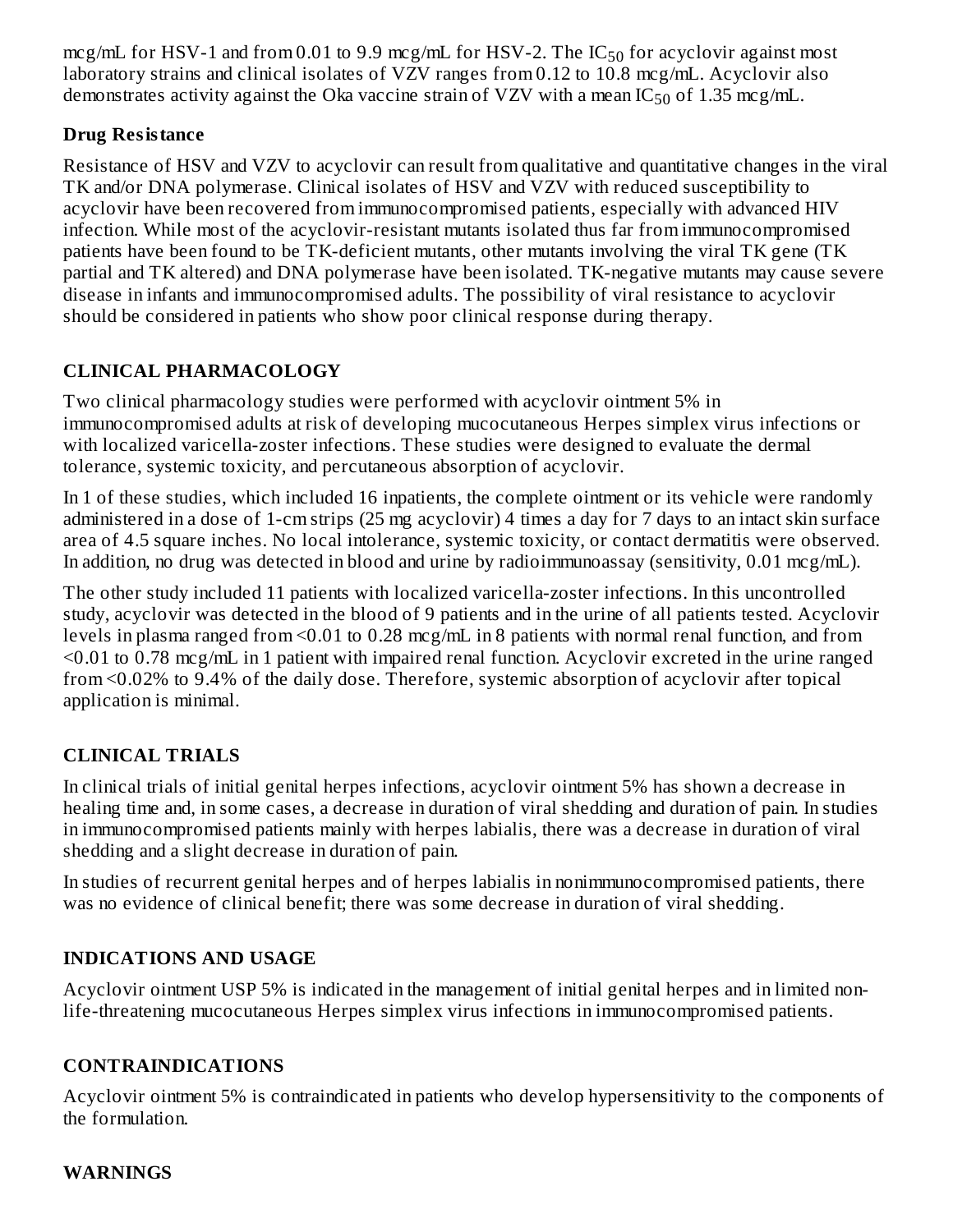mcg/mL for HSV-1 and from 0.01 to 9.9 mcg/mL for HSV-2. The $IC_{50}$ for acyclovir against most laboratory strains and clinical isolates of VZV ranges from 0.12 to 10.8 mcg/mL. Acyclovir also demonstrates activity against the Oka vaccine strain of VZV with a mean $IC_{50}$ of 1.35 mcg/mL.

### Drug Resistance

Resistance of HSV and VZV to acyclovir can result from qualitative and quantitative changes in the viral TK and/or DNA polymerase. Clinical isolates of HSV and VZV with reduced susceptibility to acyclovir have been recovered from immunocompromised patients, especially with advanced HIV infection. While most of the acyclovir-resistant mutants isolated thus far from immunocompromised patients have been found to be TK-deficient mutants, other mutants involving the viral TK gene (TK partial and TK altered) and DNA polymerase have been isolated. TK-negative mutants may cause severe disease in infants and immunocompromised adults. The possibility of viral resistance to acyclovir should be considered in patients who show poor clinical response during therapy.

## CLINICAL PHARMACOLOGY

Two clinical pharmacology studies were performed with acyclovir ointment 5% in immunocompromised adults at risk of developing mucocutaneous Herpes simplex virus infections or with localized varicella-zoster infections. These studies were designed to evaluate the dermal tolerance, systemic toxicity, and percutaneous absorption of acyclovir.

In 1 of these studies, which included 16 inpatients, the complete ointment or its vehicle were randomly administered in a dose of 1-cm strips (25 mg acyclovir) 4 times a day for 7 days to an intact skin surface area of 4.5 square inches. No local intolerance, systemic toxicity, or contact dermatitis were observed. In addition, no drug was detected in blood and urine by radioimmunoassay (sensitivity, 0.01 mcg/mL).

The other study included 11 patients with localized varicella-zoster infections. In this uncontrolled study, acyclovir was detected in the blood of 9 patients and in the urine of all patients tested. Acyclovir levels in plasma ranged from <0.01 to 0.28 mcg/mL in 8 patients with normal renal function, and from <0.01 to 0.78 mcg/mL in 1 patient with impaired renal function. Acyclovir excreted in the urine ranged from <0.02% to 9.4% of the daily dose. Therefore, systemic absorption of acyclovir after topical application is minimal.

## CLINICAL TRIALS

In clinical trials of initial genital herpes infections, acyclovir ointment 5% has shown a decrease in healing time and, in some cases, a decrease in duration of viral shedding and duration of pain. In studies in immunocompromised patients mainly with herpes labialis, there was a decrease in duration of viral shedding and a slight decrease in duration of pain.

In studies of recurrent genital herpes and of herpes labialis in nonimmunocompromised patients, there was no evidence of clinical benefit; there was some decrease in duration of viral shedding.

## INDICATIONS AND USAGE

Acyclovir ointment USP 5% is indicated in the management of initial genital herpes and in limited non-life-threatening mucocutaneous Herpes simplex virus infections in immunocompromised patients.

## CONTRAINDICATIONS

Acyclovir ointment 5% is contraindicated in patients who develop hypersensitivity to the components of the formulation.

## WARNINGS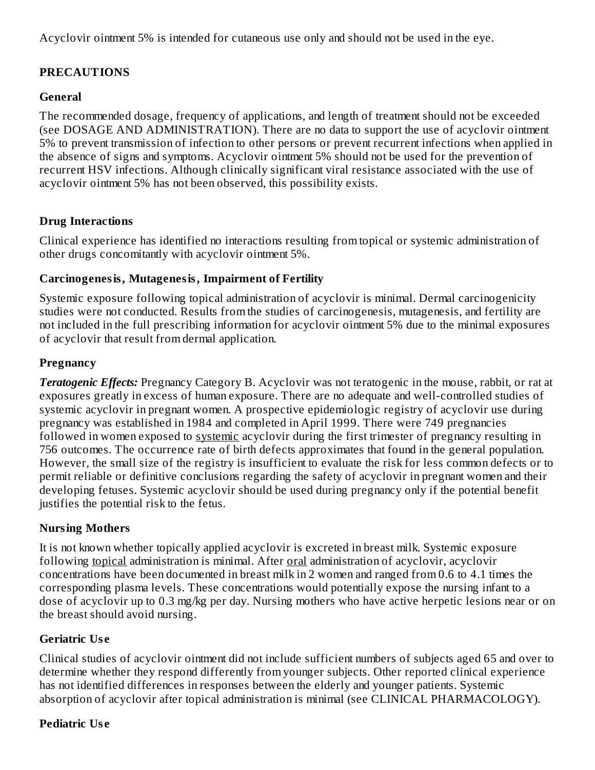Acyclovir ointment 5% is intended for cutaneous use only and should not be used in the eye.

## PRECAUTIONS

### General

The recommended dosage, frequency of applications, and length of treatment should not be exceeded (see DOSAGE AND ADMINISTRATION). There are no data to support the use of acyclovir ointment 5% to prevent transmission of infection to other persons or prevent recurrent infections when applied in the absence of signs and symptoms. Acyclovir ointment 5% should not be used for the prevention of recurrent HSV infections. Although clinically significant viral resistance associated with the use of acyclovir ointment 5% has not been observed, this possibility exists.

### Drug Interactions

Clinical experience has identified no interactions resulting from topical or systemic administration of other drugs concomitantly with acyclovir ointment 5%.

### Carcinogenesis, Mutagenesis, Impairment of Fertility

Systemic exposure following topical administration of acyclovir is minimal. Dermal carcinogenicity studies were not conducted. Results from the studies of carcinogenesis, mutagenesis, and fertility are not included in the full prescribing information for acyclovir ointment 5% due to the minimal exposures of acyclovir that result from dermal application.

### Pregnancy

***Teratogenic Effects:*** Pregnancy Category B. Acyclovir was not teratogenic in the mouse, rabbit, or rat at exposures greatly in excess of human exposure. There are no adequate and well-controlled studies of systemic acyclovir in pregnant women. A prospective epidemiologic registry of acyclovir use during pregnancy was established in 1984 and completed in April 1999. There were 749 pregnancies followed in women exposed to systemic acyclovir during the first trimester of pregnancy resulting in 756 outcomes. The occurrence rate of birth defects approximates that found in the general population. However, the small size of the registry is insufficient to evaluate the risk for less common defects or to permit reliable or definitive conclusions regarding the safety of acyclovir in pregnant women and their developing fetuses. Systemic acyclovir should be used during pregnancy only if the potential benefit justifies the potential risk to the fetus.

### Nursing Mothers

It is not known whether topically applied acyclovir is excreted in breast milk. Systemic exposure following topical administration is minimal. After oral administration of acyclovir, acyclovir concentrations have been documented in breast milk in 2 women and ranged from 0.6 to 4.1 times the corresponding plasma levels. These concentrations would potentially expose the nursing infant to a dose of acyclovir up to 0.3 mg/kg per day. Nursing mothers who have active herpetic lesions near or on the breast should avoid nursing.

### Geriatric Use

Clinical studies of acyclovir ointment did not include sufficient numbers of subjects aged 65 and over to determine whether they respond differently from younger subjects. Other reported clinical experience has not identified differences in responses between the elderly and younger patients. Systemic absorption of acyclovir after topical administration is minimal (see CLINICAL PHARMACOLOGY).

### Pediatric Use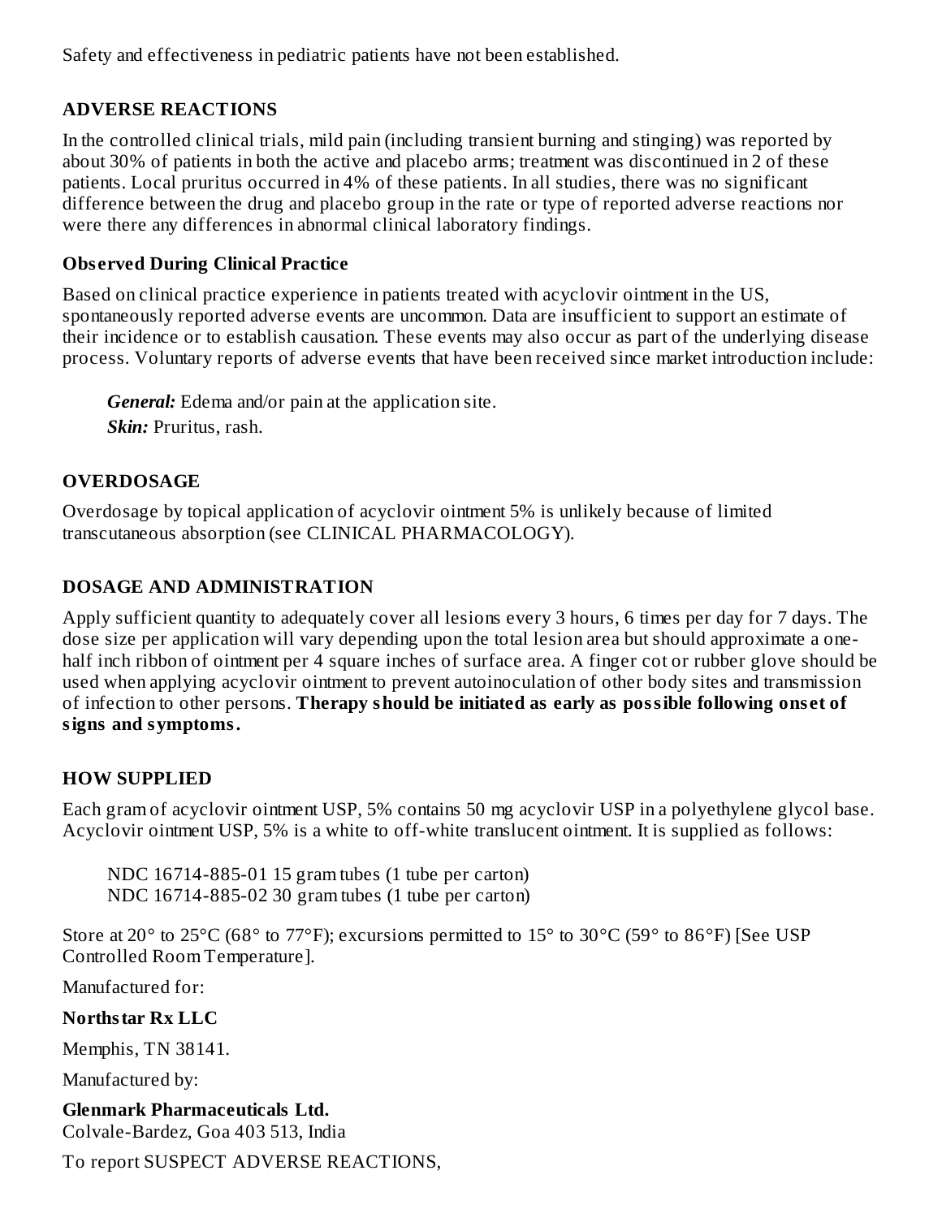Safety and effectiveness in pediatric patients have not been established.

## ADVERSE REACTIONS

In the controlled clinical trials, mild pain (including transient burning and stinging) was reported by about 30% of patients in both the active and placebo arms; treatment was discontinued in 2 of these patients. Local pruritus occurred in 4% of these patients. In all studies, there was no significant difference between the drug and placebo group in the rate or type of reported adverse reactions nor were there any differences in abnormal clinical laboratory findings.

### Observed During Clinical Practice

Based on clinical practice experience in patients treated with acyclovir ointment in the US, spontaneously reported adverse events are uncommon. Data are insufficient to support an estimate of their incidence or to establish causation. These events may also occur as part of the underlying disease process. Voluntary reports of adverse events that have been received since market introduction include:

***General:*** Edema and/or pain at the application site.
***Skin:*** Pruritus, rash.

## OVERDOSAGE

Overdosage by topical application of acyclovir ointment 5% is unlikely because of limited transcutaneous absorption (see CLINICAL PHARMACOLOGY).

## DOSAGE AND ADMINISTRATION

Apply sufficient quantity to adequately cover all lesions every 3 hours, 6 times per day for 7 days. The dose size per application will vary depending upon the total lesion area but should approximate a one-half inch ribbon of ointment per 4 square inches of surface area. A finger cot or rubber glove should be used when applying acyclovir ointment to prevent autoinoculation of other body sites and transmission of infection to other persons. **Therapy should be initiated as early as possible following onset of signs and symptoms.**

## HOW SUPPLIED

Each gram of acyclovir ointment USP, 5% contains 50 mg acyclovir USP in a polyethylene glycol base. Acyclovir ointment USP, 5% is a white to off-white translucent ointment. It is supplied as follows:

NDC 16714-885-01 15 gram tubes (1 tube per carton)
NDC 16714-885-02 30 gram tubes (1 tube per carton)

Store at 20° to 25°C (68° to 77°F); excursions permitted to 15° to 30°C (59° to 86°F) [See USP Controlled Room Temperature].

Manufactured for:

**Northstar Rx LLC**

Memphis, TN 38141.

Manufactured by:

**Glenmark Pharmaceuticals Ltd.**
Colvale-Bardez, Goa 403 513, India

To report SUSPECT ADVERSE REACTIONS,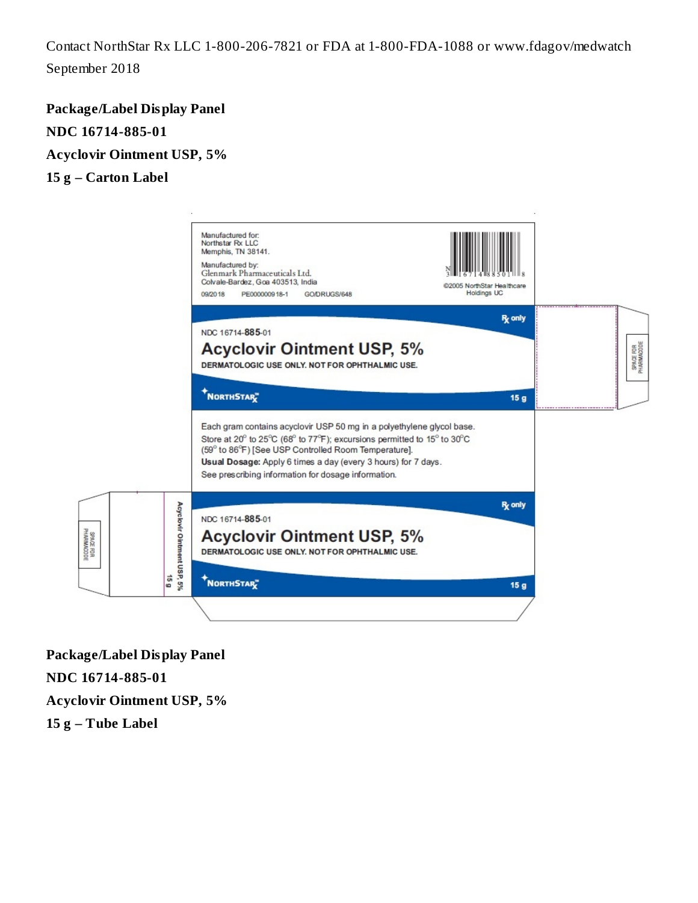Contact NorthStar Rx LLC 1-800-206-7821 or FDA at 1-800-FDA-1088 or www.fdagov/medwatch

September 2018

**Package/Label Display Panel**

**NDC 16714-885-01**

**Acyclovir Ointment USP, 5%**

**15 g – Carton Label**

Manufactured for:
Northstar Rx LLC
Memphis, TN 38141.

Manufactured by:
Glenmark Pharmaceuticals Ltd.
Colvale-Bardez, Goa 403513, India

09/2018 PE000000918-1 GO/DRUGS/648

©2005 NorthStar Healthcare Holdings UC

Rx only

NDC 16714-885-01

Acyclovir Ointment USP, 5%

DERMATOLOGIC USE ONLY. NOT FOR OPHTHALMIC USE.

NORTHSTAR

15 g

Each gram contains acyclovir USP 50 mg in a polyethylene glycol base.
Store at 20° to 25°C (68° to 77°F); excursions permitted to 15° to 30°C (59° to 86°F) [See USP Controlled Room Temperature].
**Usual Dosage:** Apply 6 times a day (every 3 hours) for 7 days.
See prescribing information for dosage information.

Rx only

NDC 16714-885-01

Acyclovir Ointment USP, 5%

DERMATOLOGIC USE ONLY. NOT FOR OPHTHALMIC USE.

NORTHSTAR

15 g

Acyclovir Ointment USP, 5%
15 g

SPACE FOR PHARMACODE

SPACE FOR PHARMACODE

**Package/Label Display Panel**

**NDC 16714-885-01**

**Acyclovir Ointment USP, 5%**

**15 g – Tube Label**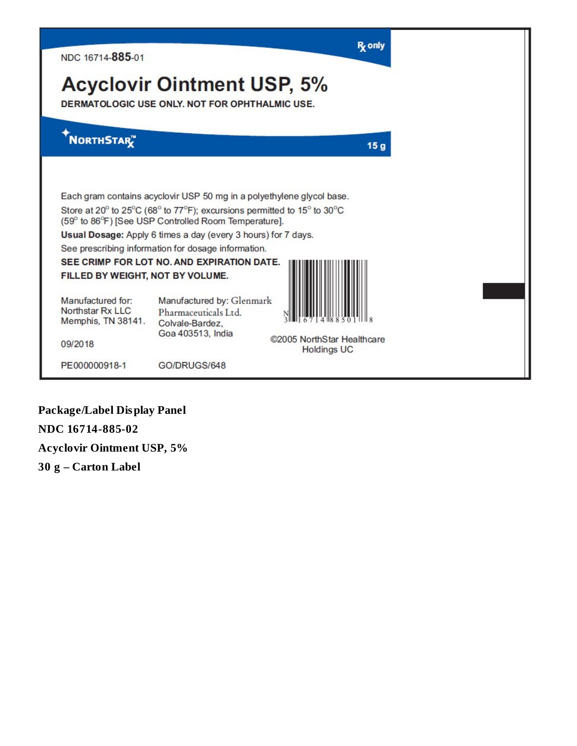NDC 16714-**885**-01

Rx only

# Acyclovir Ointment USP, 5%

**DERMATOLOGIC USE ONLY. NOT FOR OPHTHALMIC USE.**

NORTHSTAR Rx™

15 g

Each gram contains acyclovir USP 50 mg in a polyethylene glycol base.

Store at 20° to 25°C (68° to 77°F); excursions permitted to 15° to 30°C (59° to 86°F) [See USP Controlled Room Temperature].

**Usual Dosage:** Apply 6 times a day (every 3 hours) for 7 days.

See prescribing information for dosage information.

**SEE CRIMP FOR LOT NO. AND EXPIRATION DATE.**

**FILLED BY WEIGHT, NOT BY VOLUME.**

N 3 16714 88501 8

Manufactured for:
Northstar Rx LLC
Memphis, TN 38141.

Manufactured by: Glenmark Pharmaceuticals Ltd.
Colvale-Bardez,
Goa 403513, India

©2005 NorthStar Healthcare Holdings UC

09/2018

PE000000918-1

GO/DRUGS/648

**Package/Label Display Panel**

**NDC 16714-885-02**

**Acyclovir Ointment USP, 5%**

**30 g – Carton Label**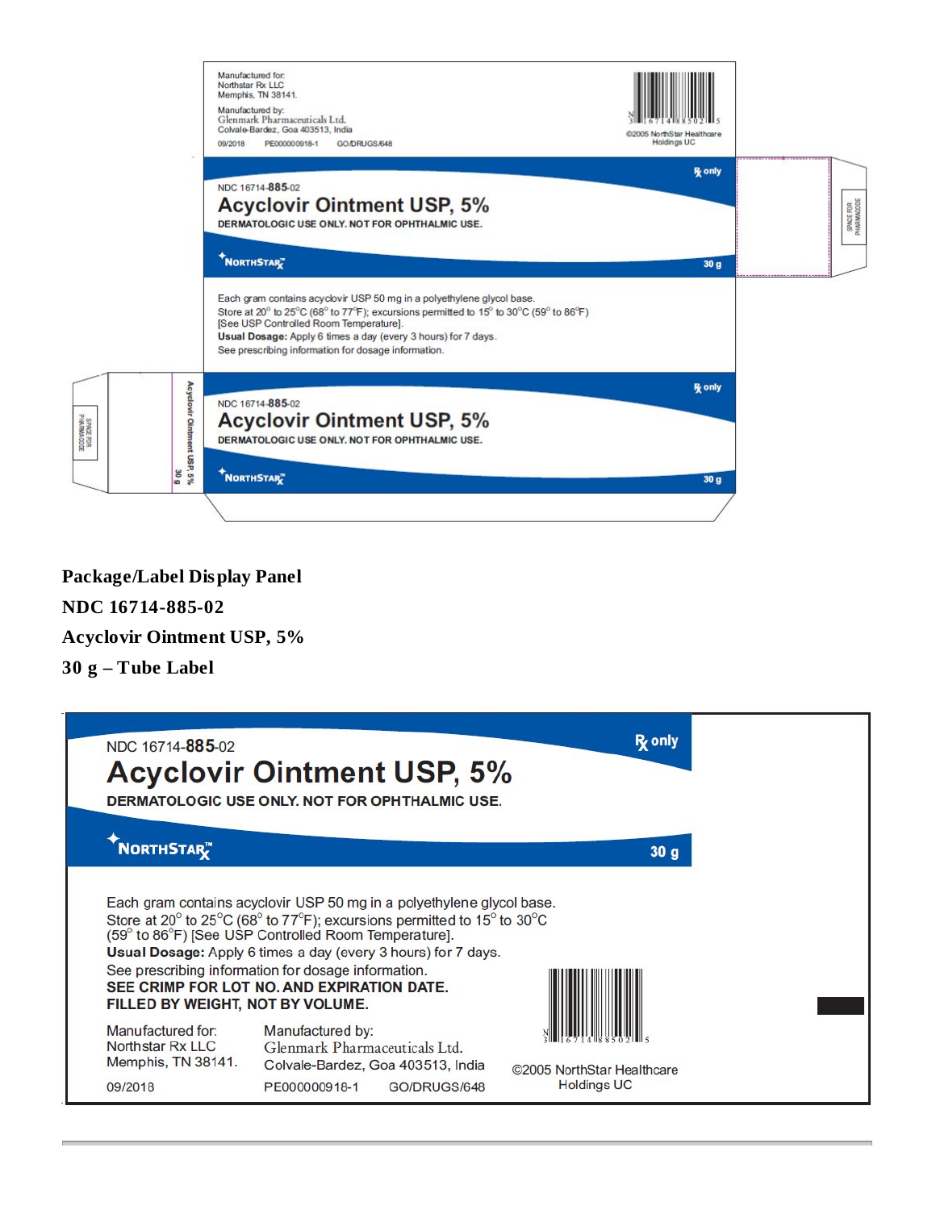Manufactured for:
Northstar Rx LLC
Memphis, TN 38141.

Manufactured by:
Glenmark Pharmaceuticals Ltd.
Colvale-Bardez, Goa 403513, India

09/2018 PE000000918-1 GO/DRUGS/648

©2005 NorthStar Healthcare Holdings UC

℞ only

NDC 16714-885-02

**Acyclovir Ointment USP, 5%**

**DERMATOLOGIC USE ONLY. NOT FOR OPHTHALMIC USE.**

NORTHSTAR℞™

30 g

Each gram contains acyclovir USP 50 mg in a polyethylene glycol base.
Store at 20° to 25°C (68° to 77°F); excursions permitted to 15° to 30°C (59° to 86°F) [See USP Controlled Room Temperature].
**Usual Dosage:** Apply 6 times a day (every 3 hours) for 7 days.
See prescribing information for dosage information.

℞ only

NDC 16714-885-02

**Acyclovir Ointment USP, 5%**

**DERMATOLOGIC USE ONLY. NOT FOR OPHTHALMIC USE.**

NORTHSTAR℞™

30 g

SPACE FOR PHARMACODE

Acyclovir Ointment USP, 5% 30 g

**Package/Label Display Panel**

**NDC 16714-885-02**

**Acyclovir Ointment USP, 5%**

**30 g – Tube Label**

NDC 16714-885-02

℞ only

**Acyclovir Ointment USP, 5%**

**DERMATOLOGIC USE ONLY. NOT FOR OPHTHALMIC USE.**

NORTHSTAR℞™

30 g

Each gram contains acyclovir USP 50 mg in a polyethylene glycol base.
Store at 20° to 25°C (68° to 77°F); excursions permitted to 15° to 30°C (59° to 86°F) [See USP Controlled Room Temperature].
**Usual Dosage:** Apply 6 times a day (every 3 hours) for 7 days.
See prescribing information for dosage information.
**SEE CRIMP FOR LOT NO. AND EXPIRATION DATE.**
**FILLED BY WEIGHT, NOT BY VOLUME.**

Manufactured for:
Northstar Rx LLC
Memphis, TN 38141.

Manufactured by:
Glenmark Pharmaceuticals Ltd.
Colvale-Bardez, Goa 403513, India

09/2018 PE000000918-1 GO/DRUGS/648

©2005 NorthStar Healthcare Holdings UC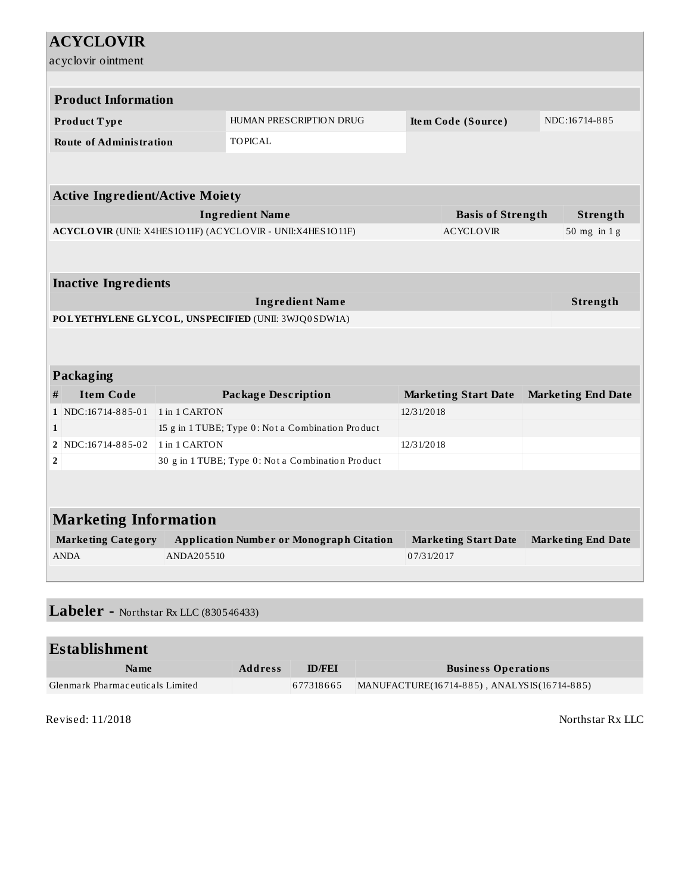# ACYCLOVIR

acyclovir ointment

| Product Information | | | |
|---|---|---|---|
| **Product Type** | HUMAN PRESCRIPTION DRUG | **Item Code (Source)** | NDC:16714-885 |
| **Route of Administration** | TOPICAL | | |

| Active Ingredient/Active Moiety | | |
|---|---|---|
| **Ingredient Name** | **Basis of Strength** | **Strength** |
| **ACYCLOVIR** (UNII: X4HES1O11F) (ACYCLOVIR - UNII:X4HES1O11F) | ACYCLOVIR | 50 mg in 1 g |

| Inactive Ingredients | |
|---|---|
| **Ingredient Name** | **Strength** |
| **POLYETHYLENE GLYCOL, UNSPECIFIED** (UNII: 3WJQ0SDW1A) | |

| Packaging | | | | |
|---|---|---|---|---|
| **#** | **Item Code** | **Package Description** | **Marketing Start Date** | **Marketing End Date** |
| 1 | NDC:16714-885-01 | 1 in 1 CARTON | 12/31/2018 | |
| 1 | | 15 g in 1 TUBE; Type 0: Not a Combination Product | | |
| 2 | NDC:16714-885-02 | 1 in 1 CARTON | 12/31/2018 | |
| 2 | | 30 g in 1 TUBE; Type 0: Not a Combination Product | | |

| Marketing Information | | | |
|---|---|---|---|
| **Marketing Category** | **Application Number or Monograph Citation** | **Marketing Start Date** | **Marketing End Date** |
| ANDA | ANDA205510 | 07/31/2017 | |

## Labeler - Northstar Rx LLC (830546433)

| Establishment | | | |
|---|---|---|---|
| **Name** | **Address** | **ID/FEI** | **Business Operations** |
| Glenmark Pharmaceuticals Limited | | 677318665 | MANUFACTURE(16714-885) , ANALYSIS(16714-885) |

Revised: 11/2018

Northstar Rx LLC